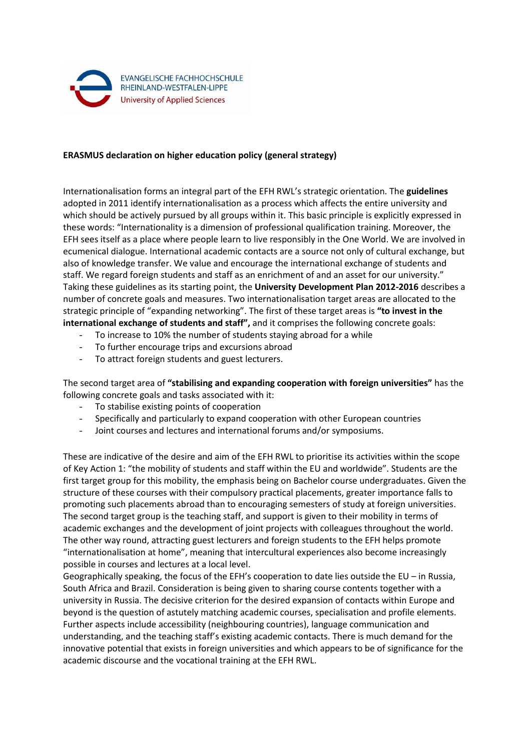EVANGELISCHE FACHHOCHSCHULE
RHEINLAND-WESTFALEN-LIPPE
University of Applied Sciences

**ERASMUS declaration on higher education policy (general strategy)**

Internationalisation forms an integral part of the EFH RWL's strategic orientation. The **guidelines** adopted in 2011 identify internationalisation as a process which affects the entire university and which should be actively pursued by all groups within it. This basic principle is explicitly expressed in these words: "Internationality is a dimension of professional qualification training. Moreover, the EFH sees itself as a place where people learn to live responsibly in the One World. We are involved in ecumenical dialogue. International academic contacts are a source not only of cultural exchange, but also of knowledge transfer. We value and encourage the international exchange of students and staff. We regard foreign students and staff as an enrichment of and an asset for our university." Taking these guidelines as its starting point, the **University Development Plan 2012-2016** describes a number of concrete goals and measures. Two internationalisation target areas are allocated to the strategic principle of "expanding networking". The first of these target areas is **"to invest in the international exchange of students and staff",** and it comprises the following concrete goals:

- To increase to 10% the number of students staying abroad for a while
- To further encourage trips and excursions abroad
- To attract foreign students and guest lecturers.

The second target area of **"stabilising and expanding cooperation with foreign universities"** has the following concrete goals and tasks associated with it:

- To stabilise existing points of cooperation
- Specifically and particularly to expand cooperation with other European countries
- Joint courses and lectures and international forums and/or symposiums.

These are indicative of the desire and aim of the EFH RWL to prioritise its activities within the scope of Key Action 1: "the mobility of students and staff within the EU and worldwide". Students are the first target group for this mobility, the emphasis being on Bachelor course undergraduates. Given the structure of these courses with their compulsory practical placements, greater importance falls to promoting such placements abroad than to encouraging semesters of study at foreign universities. The second target group is the teaching staff, and support is given to their mobility in terms of academic exchanges and the development of joint projects with colleagues throughout the world. The other way round, attracting guest lecturers and foreign students to the EFH helps promote "internationalisation at home", meaning that intercultural experiences also become increasingly possible in courses and lectures at a local level.
Geographically speaking, the focus of the EFH's cooperation to date lies outside the EU – in Russia, South Africa and Brazil. Consideration is being given to sharing course contents together with a university in Russia. The decisive criterion for the desired expansion of contacts within Europe and beyond is the question of astutely matching academic courses, specialisation and profile elements. Further aspects include accessibility (neighbouring countries), language communication and understanding, and the teaching staff's existing academic contacts. There is much demand for the innovative potential that exists in foreign universities and which appears to be of significance for the academic discourse and the vocational training at the EFH RWL.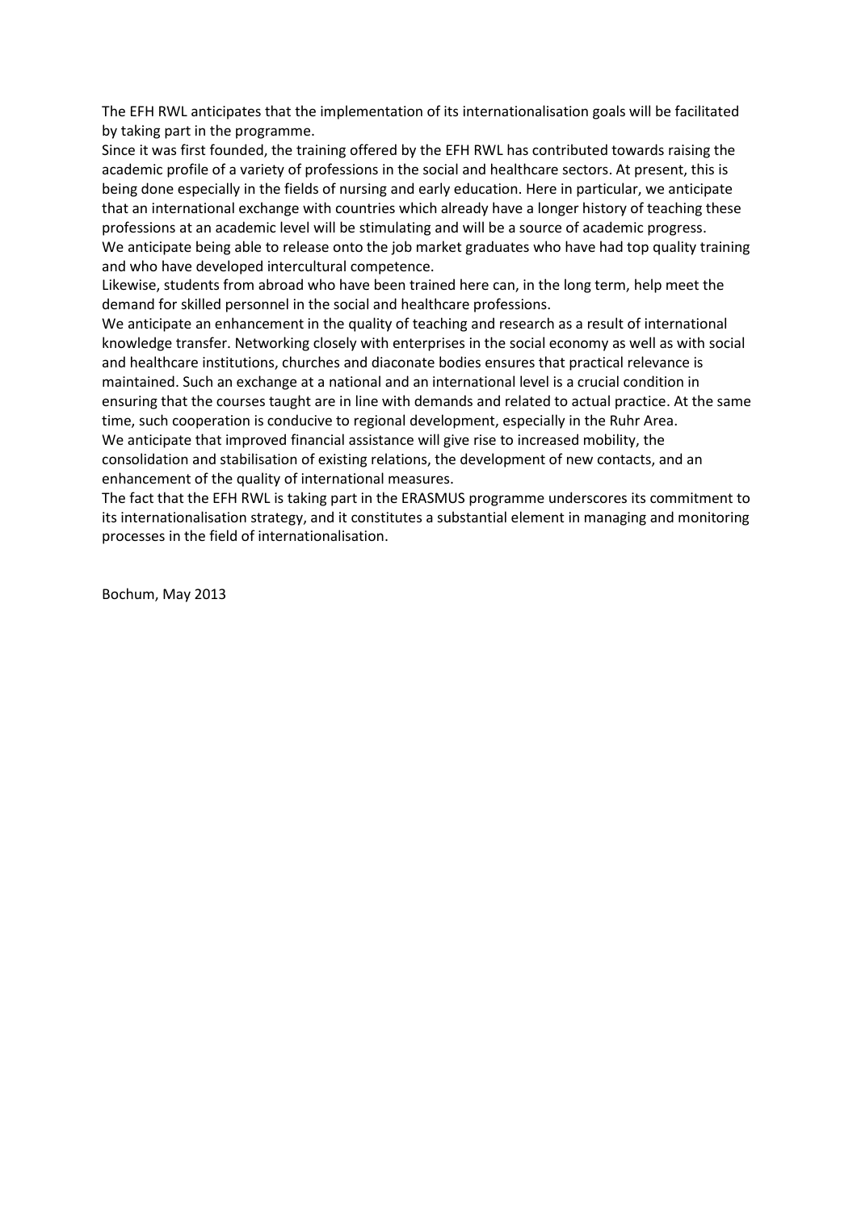The EFH RWL anticipates that the implementation of its internationalisation goals will be facilitated by taking part in the programme.

Since it was first founded, the training offered by the EFH RWL has contributed towards raising the academic profile of a variety of professions in the social and healthcare sectors. At present, this is being done especially in the fields of nursing and early education. Here in particular, we anticipate that an international exchange with countries which already have a longer history of teaching these professions at an academic level will be stimulating and will be a source of academic progress.

We anticipate being able to release onto the job market graduates who have had top quality training and who have developed intercultural competence.

Likewise, students from abroad who have been trained here can, in the long term, help meet the demand for skilled personnel in the social and healthcare professions.

We anticipate an enhancement in the quality of teaching and research as a result of international knowledge transfer. Networking closely with enterprises in the social economy as well as with social and healthcare institutions, churches and diaconate bodies ensures that practical relevance is maintained. Such an exchange at a national and an international level is a crucial condition in ensuring that the courses taught are in line with demands and related to actual practice. At the same time, such cooperation is conducive to regional development, especially in the Ruhr Area.

We anticipate that improved financial assistance will give rise to increased mobility, the consolidation and stabilisation of existing relations, the development of new contacts, and an enhancement of the quality of international measures.

The fact that the EFH RWL is taking part in the ERASMUS programme underscores its commitment to its internationalisation strategy, and it constitutes a substantial element in managing and monitoring processes in the field of internationalisation.

Bochum, May 2013